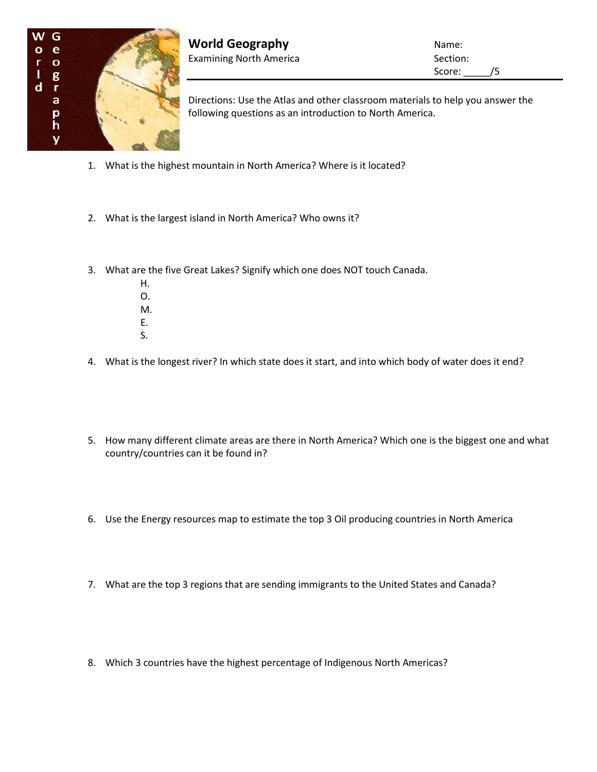# World Geography

Examining North America

Name:

Section:

Score: _____/5

Directions: Use the Atlas and other classroom materials to help you answer the following questions as an introduction to North America.

1. What is the highest mountain in North America? Where is it located?

2. What is the largest island in North America? Who owns it?

3. What are the five Great Lakes? Signify which one does NOT touch Canada.
   - H.
   - O.
   - M.
   - E.
   - S.

4. What is the longest river? In which state does it start, and into which body of water does it end?

5. How many different climate areas are there in North America? Which one is the biggest one and what country/countries can it be found in?

6. Use the Energy resources map to estimate the top 3 Oil producing countries in North America

7. What are the top 3 regions that are sending immigrants to the United States and Canada?

8. Which 3 countries have the highest percentage of Indigenous North Americas?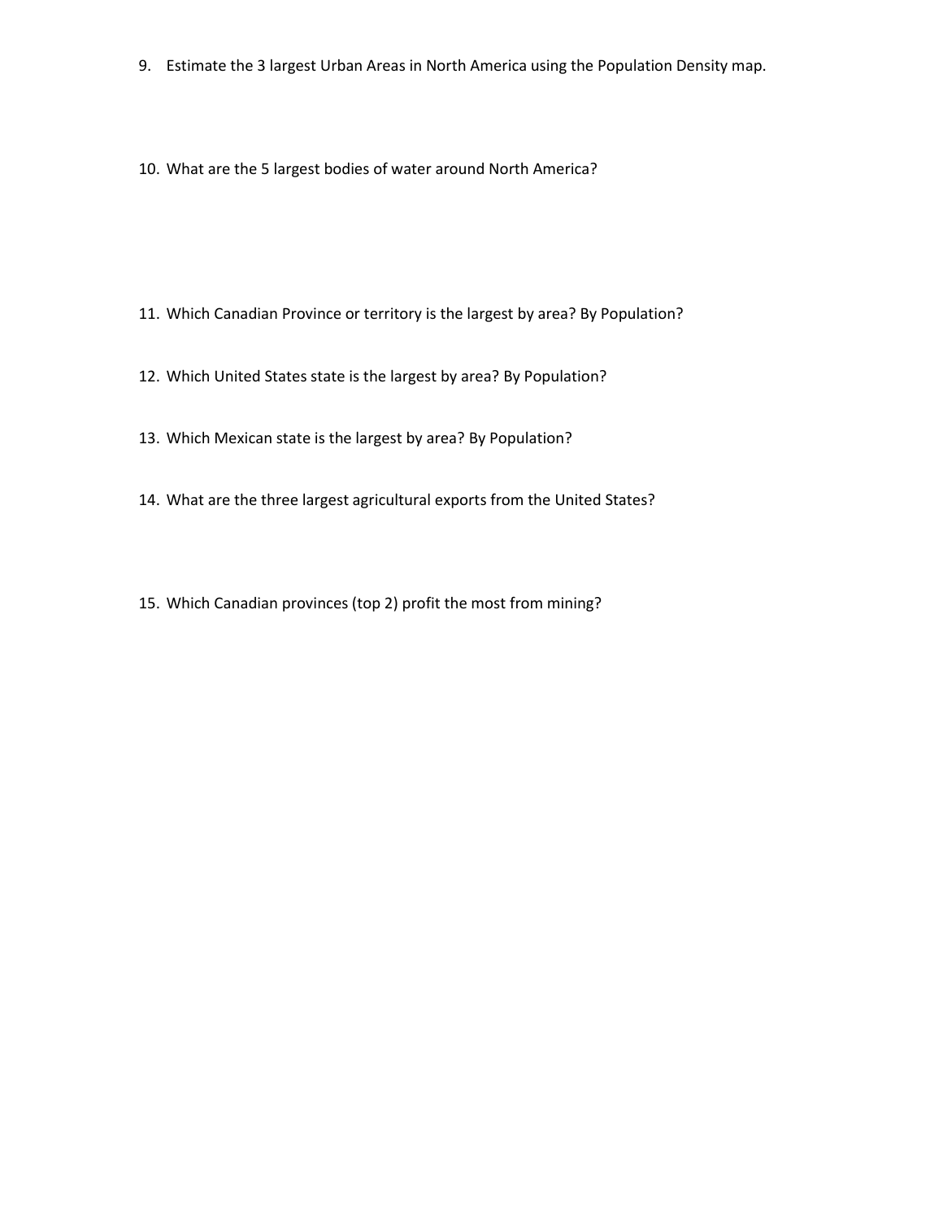9. Estimate the 3 largest Urban Areas in North America using the Population Density map.

10. What are the 5 largest bodies of water around North America?

11. Which Canadian Province or territory is the largest by area? By Population?

12. Which United States state is the largest by area? By Population?

13. Which Mexican state is the largest by area? By Population?

14. What are the three largest agricultural exports from the United States?

15. Which Canadian provinces (top 2) profit the most from mining?